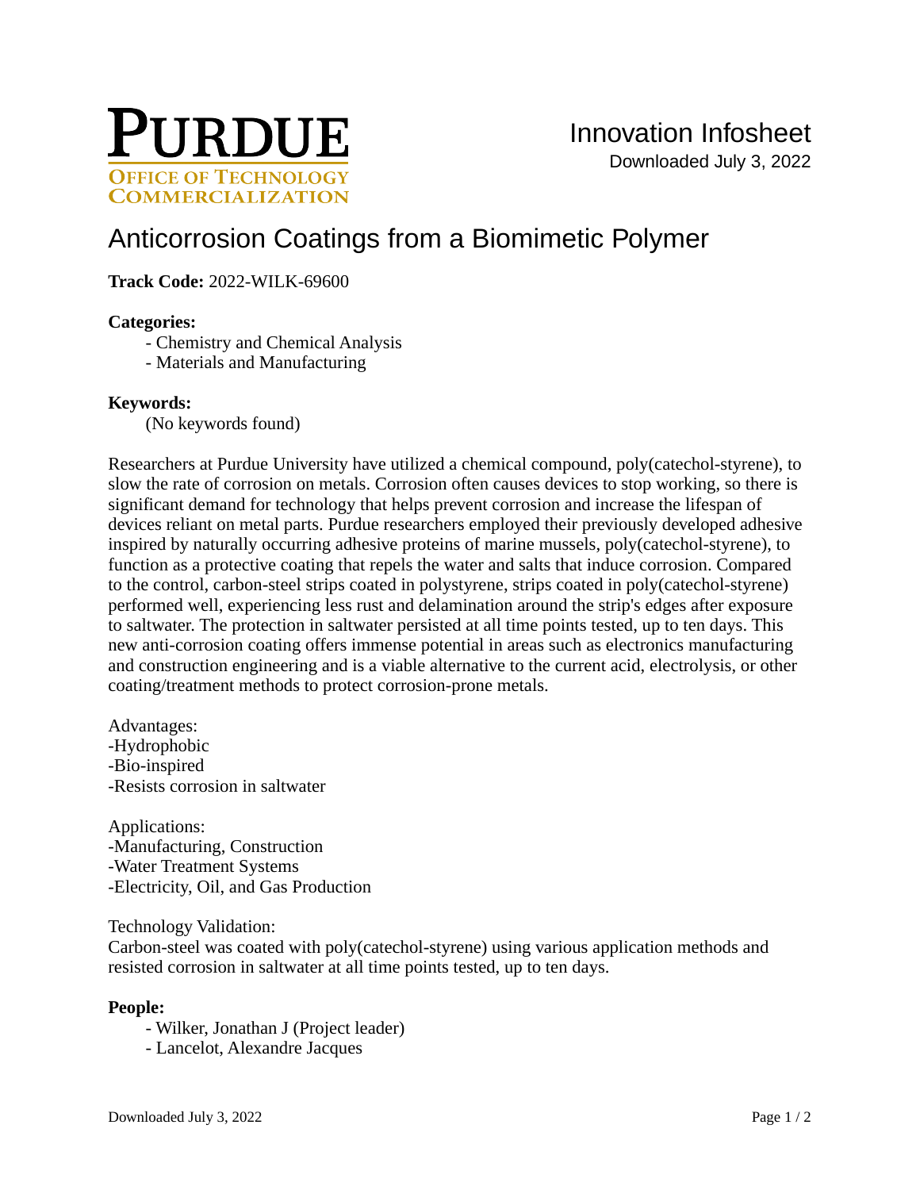# Anticorrosion Coatings from a Biomimetic Polymer

**Track Code:** 2022-WILK-69600

**Categories:**

- Chemistry and Chemical Analysis
- Materials and Manufacturing

**Keywords:**

(No keywords found)

Researchers at Purdue University have utilized a chemical compound, poly(catechol-styrene), to slow the rate of corrosion on metals. Corrosion often causes devices to stop working, so there is significant demand for technology that helps prevent corrosion and increase the lifespan of devices reliant on metal parts. Purdue researchers employed their previously developed adhesive inspired by naturally occurring adhesive proteins of marine mussels, poly(catechol-styrene), to function as a protective coating that repels the water and salts that induce corrosion. Compared to the control, carbon-steel strips coated in polystyrene, strips coated in poly(catechol-styrene) performed well, experiencing less rust and delamination around the strip's edges after exposure to saltwater. The protection in saltwater persisted at all time points tested, up to ten days. This new anti-corrosion coating offers immense potential in areas such as electronics manufacturing and construction engineering and is a viable alternative to the current acid, electrolysis, or other coating/treatment methods to protect corrosion-prone metals.

Advantages:
-Hydrophobic
-Bio-inspired
-Resists corrosion in saltwater

Applications:
-Manufacturing, Construction
-Water Treatment Systems
-Electricity, Oil, and Gas Production

Technology Validation:
Carbon-steel was coated with poly(catechol-styrene) using various application methods and resisted corrosion in saltwater at all time points tested, up to ten days.

**People:**

- Wilker, Jonathan J (Project leader)
- Lancelot, Alexandre Jacques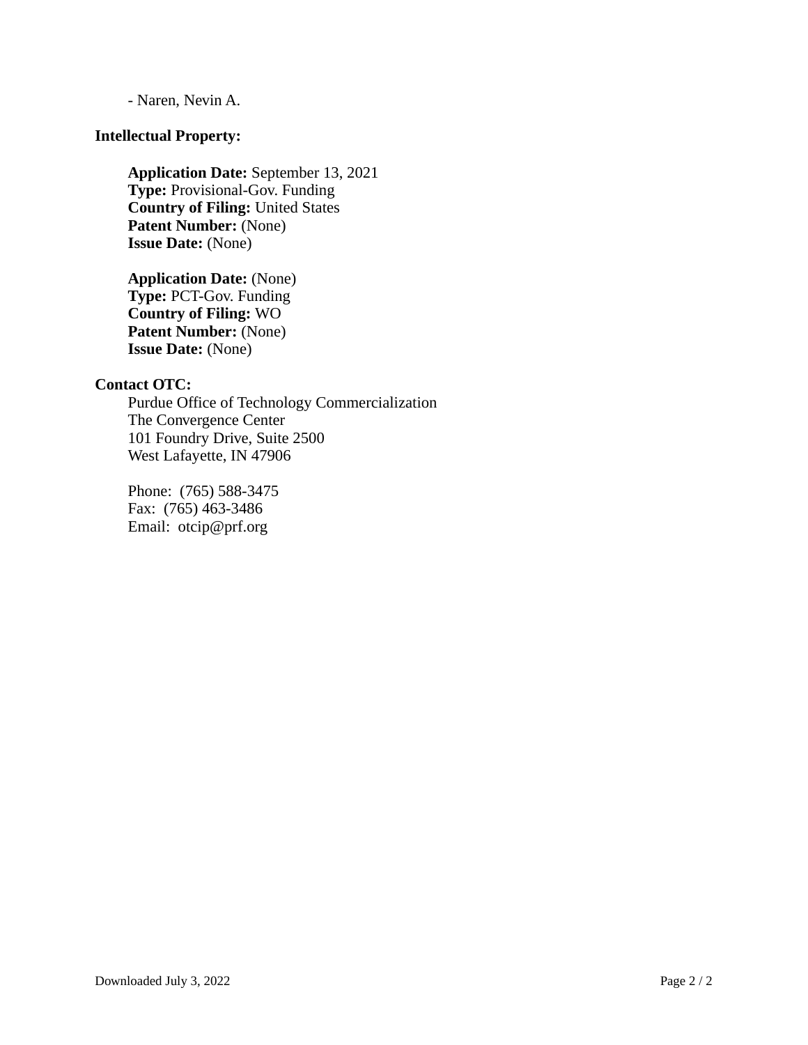- Naren, Nevin A.

**Intellectual Property:**

**Application Date:** September 13, 2021
**Type:** Provisional-Gov. Funding
**Country of Filing:** United States
**Patent Number:** (None)
**Issue Date:** (None)

**Application Date:** (None)
**Type:** PCT-Gov. Funding
**Country of Filing:** WO
**Patent Number:** (None)
**Issue Date:** (None)

**Contact OTC:**

Purdue Office of Technology Commercialization
The Convergence Center
101 Foundry Drive, Suite 2500
West Lafayette, IN 47906

Phone: (765) 588-3475
Fax: (765) 463-3486
Email: otcip@prf.org

Downloaded July 3, 2022